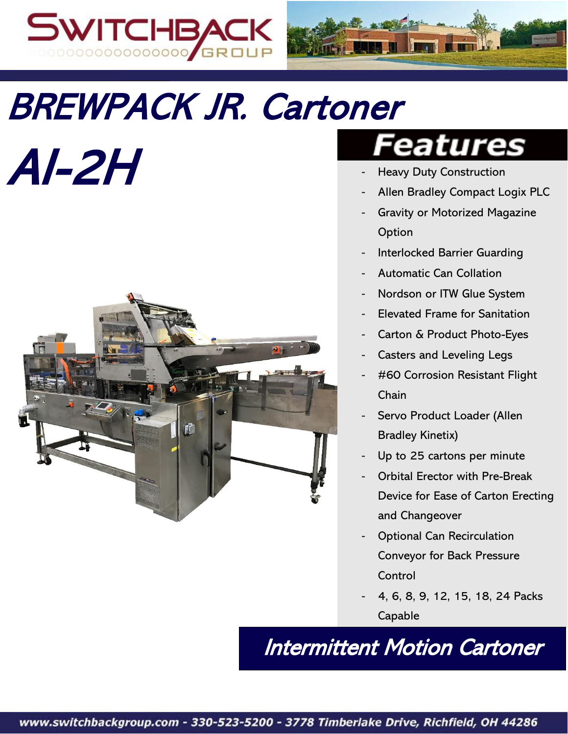# BREWPACK JR. Cartoner

# AI-2H

## Features

- Heavy Duty Construction
- Allen Bradley Compact Logix PLC
- Gravity or Motorized Magazine Option
- Interlocked Barrier Guarding
- Automatic Can Collation
- Nordson or ITW Glue System
- Elevated Frame for Sanitation
- Carton & Product Photo-Eyes
- Casters and Leveling Legs
- #60 Corrosion Resistant Flight Chain
- Servo Product Loader (Allen Bradley Kinetix)
- Up to 25 cartons per minute
- Orbital Erector with Pre-Break Device for Ease of Carton Erecting and Changeover
- Optional Can Recirculation Conveyor for Back Pressure Control
- 4, 6, 8, 9, 12, 15, 18, 24 Packs Capable

## *Intermittent Motion Cartoner*

www.switchbackgroup.com - 330-523-5200 - 3778 Timberlake Drive, Richfield, OH 44286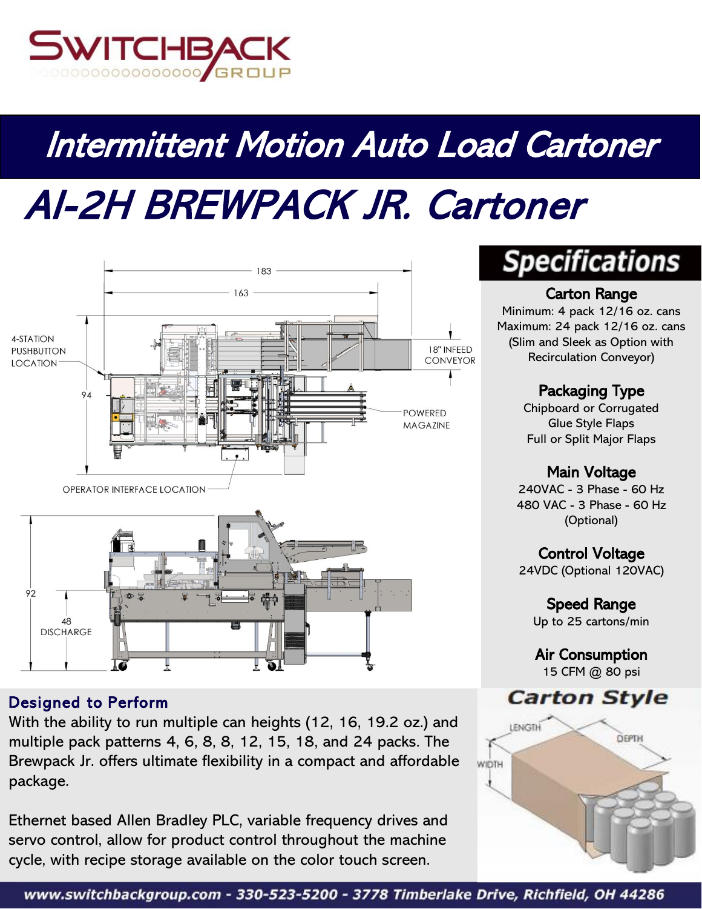# Intermittent Motion Auto Load Cartoner

# AI-2H BREWPACK JR. Cartoner

183
163
4-STATION PUSHBUTTON LOCATION
18" INFEED CONVEYOR
94
POWERED MAGAZINE
OPERATOR INTERFACE LOCATION
92
48 DISCHARGE

## Specifications

### Carton Range
Minimum: 4 pack 12/16 oz. cans
Maximum: 24 pack 12/16 oz. cans
(Slim and Sleek as Option with Recirculation Conveyor)

### Packaging Type
Chipboard or Corrugated
Glue Style Flaps
Full or Split Major Flaps

### Main Voltage
240VAC - 3 Phase - 60 Hz
480 VAC - 3 Phase - 60 Hz
(Optional)

### Control Voltage
24VDC (Optional 120VAC)

### Speed Range
Up to 25 cartons/min

### Air Consumption
15 CFM @ 80 psi

### Carton Style

LENGTH
DEPTH
WIDTH

## Designed to Perform

With the ability to run multiple can heights (12, 16, 19.2 oz.) and multiple pack patterns 4, 6, 8, 8, 12, 15, 18, and 24 packs. The Brewpack Jr. offers ultimate flexibility in a compact and affordable package.

Ethernet based Allen Bradley PLC, variable frequency drives and servo control, allow for product control throughout the machine cycle, with recipe storage available on the color touch screen.

www.switchbackgroup.com - 330-523-5200 - 3778 Timberlake Drive, Richfield, OH 44286